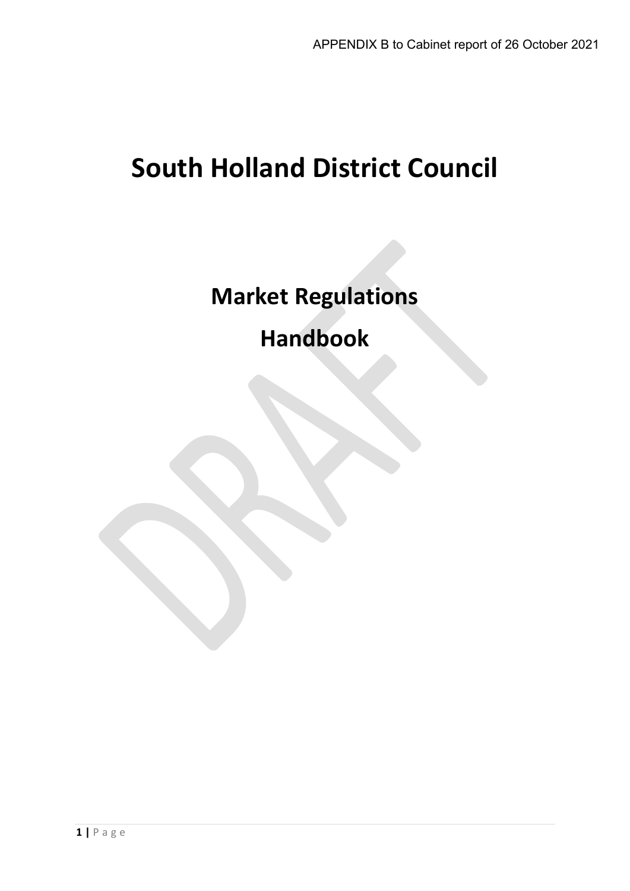APPENDIX B to Cabinet report of 26 October 2021

# South Holland District Council

## Market Regulations

## Handbook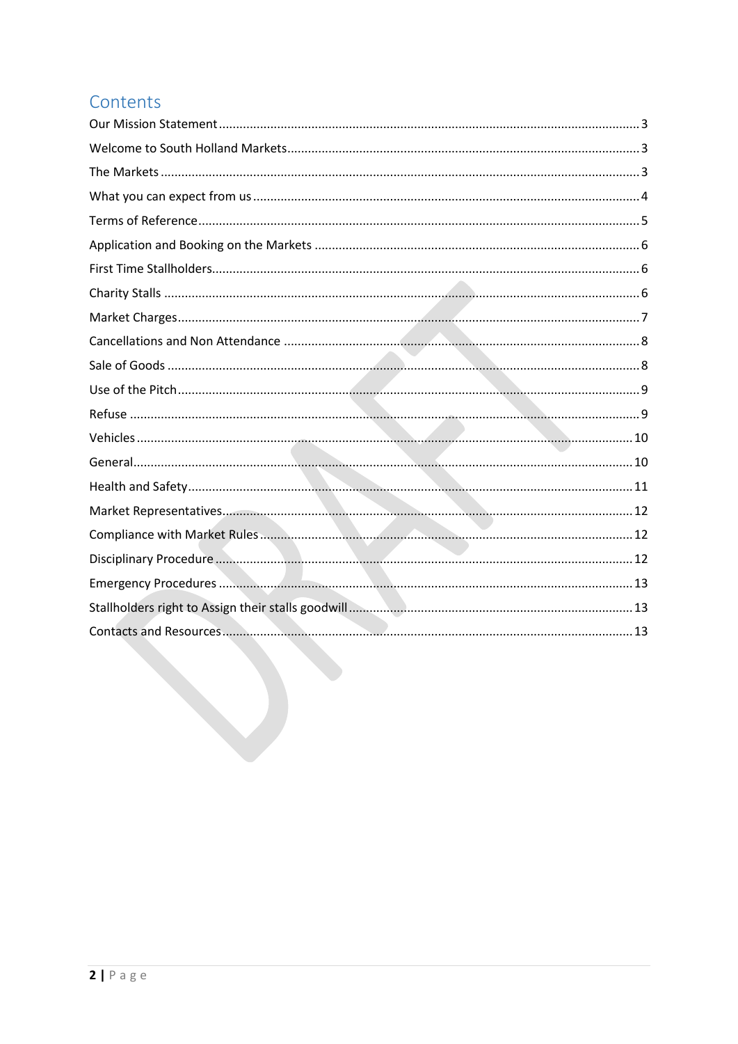# Contents

| | |
|---|---|
| Our Mission Statement | 3 |
| Welcome to South Holland Markets | 3 |
| The Markets | 3 |
| What you can expect from us | 4 |
| Terms of Reference | 5 |
| Application and Booking on the Markets | 6 |
| First Time Stallholders | 6 |
| Charity Stalls | 6 |
| Market Charges | 7 |
| Cancellations and Non Attendance | 8 |
| Sale of Goods | 8 |
| Use of the Pitch | 9 |
| Refuse | 9 |
| Vehicles | 10 |
| General | 10 |
| Health and Safety | 11 |
| Market Representatives | 12 |
| Compliance with Market Rules | 12 |
| Disciplinary Procedure | 12 |
| Emergency Procedures | 13 |
| Stallholders right to Assign their stalls goodwill | 13 |
| Contacts and Resources | 13 |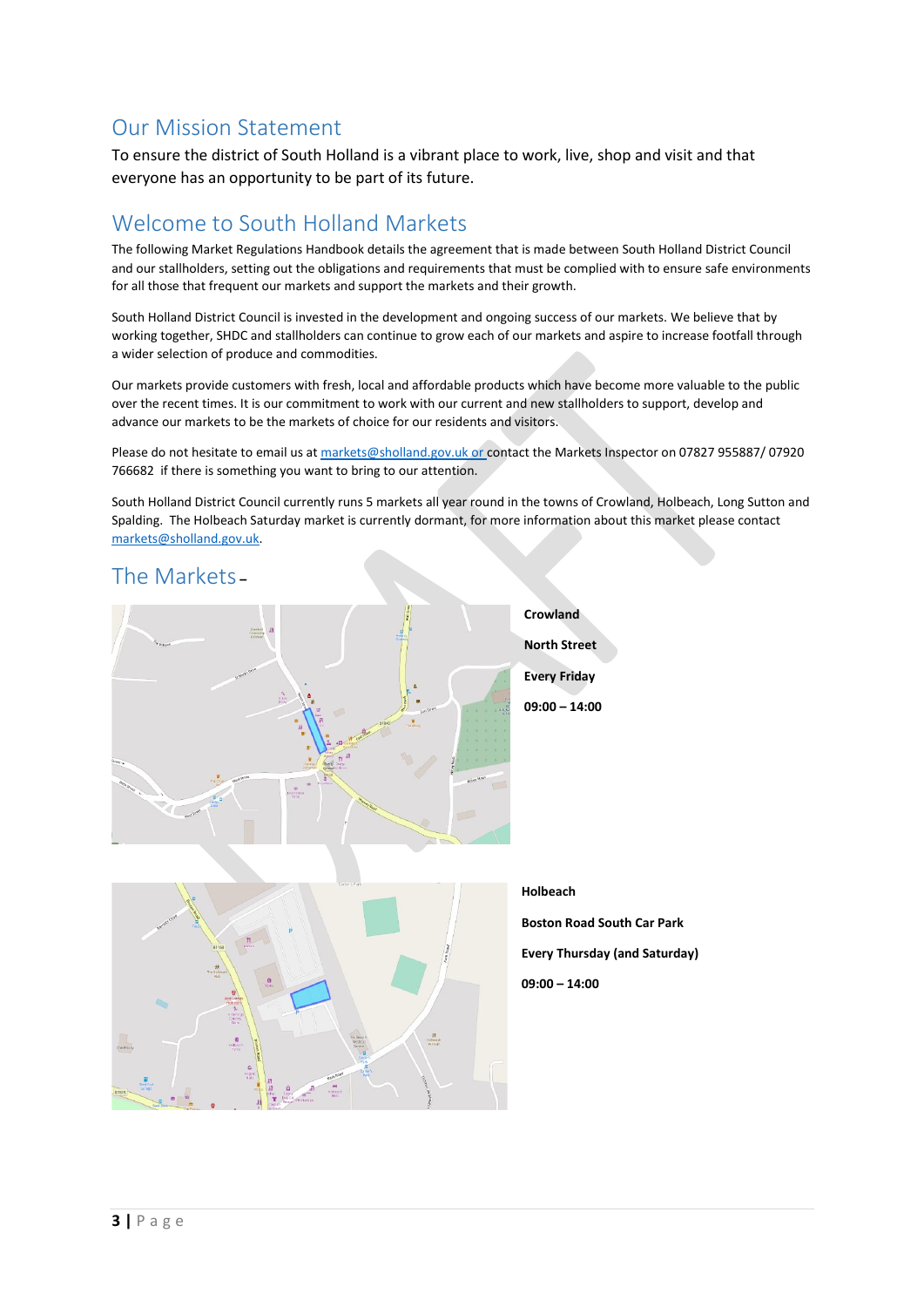## Our Mission Statement

To ensure the district of South Holland is a vibrant place to work, live, shop and visit and that everyone has an opportunity to be part of its future.

## Welcome to South Holland Markets

The following Market Regulations Handbook details the agreement that is made between South Holland District Council and our stallholders, setting out the obligations and requirements that must be complied with to ensure safe environments for all those that frequent our markets and support the markets and their growth.

South Holland District Council is invested in the development and ongoing success of our markets. We believe that by working together, SHDC and stallholders can continue to grow each of our markets and aspire to increase footfall through a wider selection of produce and commodities.

Our markets provide customers with fresh, local and affordable products which have become more valuable to the public over the recent times. It is our commitment to work with our current and new stallholders to support, develop and advance our markets to be the markets of choice for our residents and visitors.

Please do not hesitate to email us at markets@sholland.gov.uk or contact the Markets Inspector on 07827 955887/ 07920 766682 if there is something you want to bring to our attention.

South Holland District Council currently runs 5 markets all year round in the towns of Crowland, Holbeach, Long Sutton and Spalding. The Holbeach Saturday market is currently dormant, for more information about this market please contact markets@sholland.gov.uk.

## The Markets

**Crowland**

**North Street**

**Every Friday**

**09:00 – 14:00**

**Holbeach**

**Boston Road South Car Park**

**Every Thursday (and Saturday)**

**09:00 – 14:00**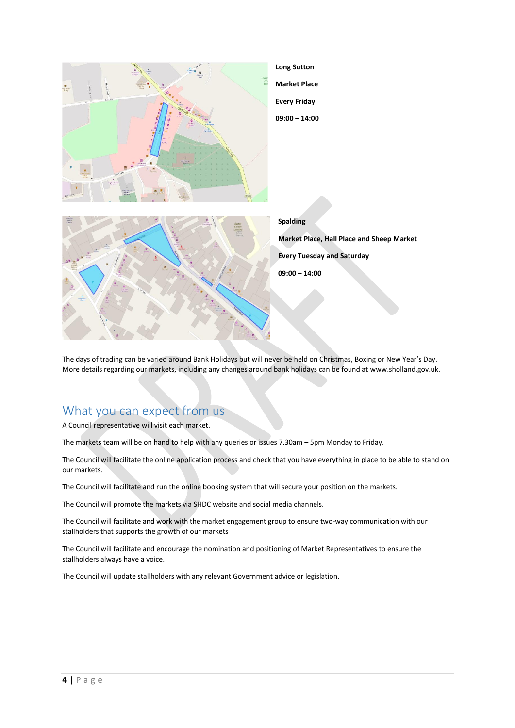**Long Sutton**

**Market Place**

**Every Friday**

**09:00 – 14:00**

**Spalding**

**Market Place, Hall Place and Sheep Market**

**Every Tuesday and Saturday**

**09:00 – 14:00**

The days of trading can be varied around Bank Holidays but will never be held on Christmas, Boxing or New Year's Day. More details regarding our markets, including any changes around bank holidays can be found at www.sholland.gov.uk.

## What you can expect from us

A Council representative will visit each market.

The markets team will be on hand to help with any queries or issues 7.30am – 5pm Monday to Friday.

The Council will facilitate the online application process and check that you have everything in place to be able to stand on our markets.

The Council will facilitate and run the online booking system that will secure your position on the markets.

The Council will promote the markets via SHDC website and social media channels.

The Council will facilitate and work with the market engagement group to ensure two-way communication with our stallholders that supports the growth of our markets

The Council will facilitate and encourage the nomination and positioning of Market Representatives to ensure the stallholders always have a voice.

The Council will update stallholders with any relevant Government advice or legislation.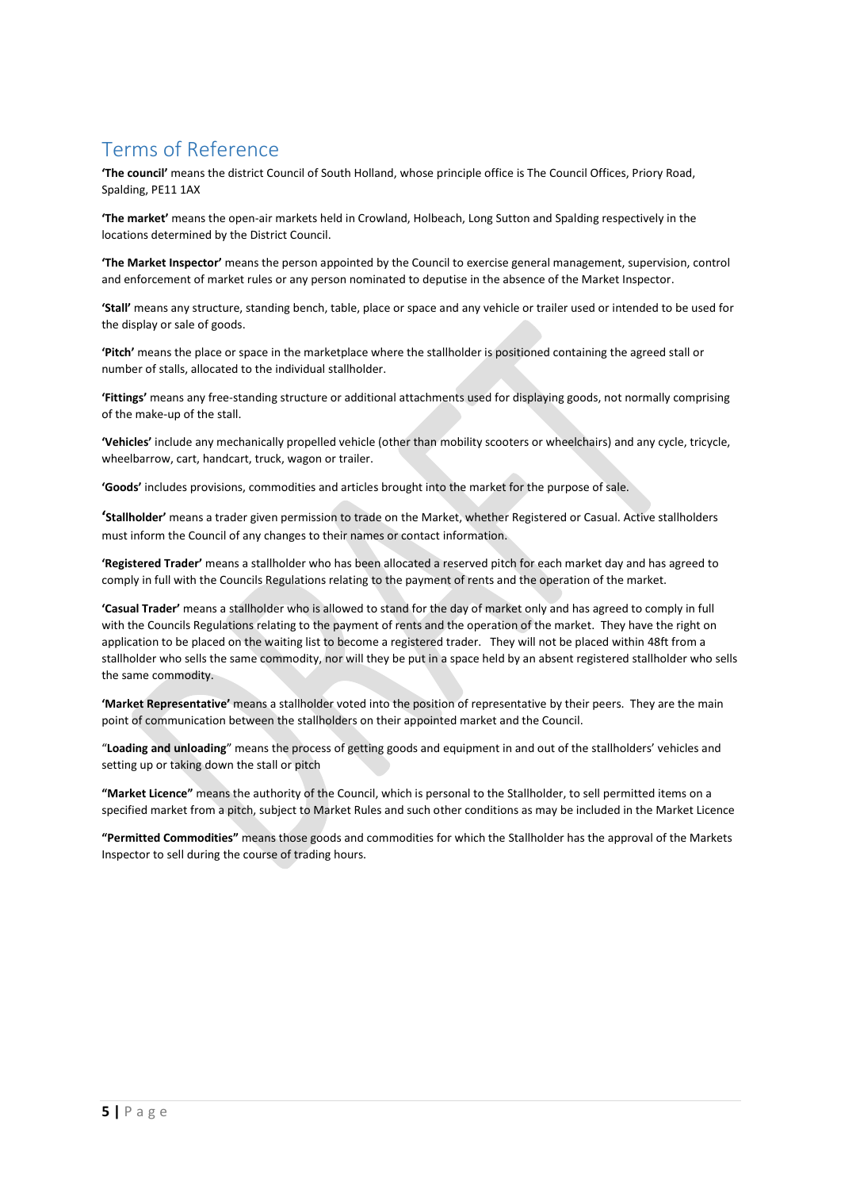# Terms of Reference

**'The council'** means the district Council of South Holland, whose principle office is The Council Offices, Priory Road, Spalding, PE11 1AX

**'The market'** means the open-air markets held in Crowland, Holbeach, Long Sutton and Spalding respectively in the locations determined by the District Council.

**'The Market Inspector'** means the person appointed by the Council to exercise general management, supervision, control and enforcement of market rules or any person nominated to deputise in the absence of the Market Inspector.

**'Stall'** means any structure, standing bench, table, place or space and any vehicle or trailer used or intended to be used for the display or sale of goods.

**'Pitch'** means the place or space in the marketplace where the stallholder is positioned containing the agreed stall or number of stalls, allocated to the individual stallholder.

**'Fittings'** means any free-standing structure or additional attachments used for displaying goods, not normally comprising of the make-up of the stall.

**'Vehicles'** include any mechanically propelled vehicle (other than mobility scooters or wheelchairs) and any cycle, tricycle, wheelbarrow, cart, handcart, truck, wagon or trailer.

**'Goods'** includes provisions, commodities and articles brought into the market for the purpose of sale.

**'Stallholder'** means a trader given permission to trade on the Market, whether Registered or Casual. Active stallholders must inform the Council of any changes to their names or contact information.

**'Registered Trader'** means a stallholder who has been allocated a reserved pitch for each market day and has agreed to comply in full with the Councils Regulations relating to the payment of rents and the operation of the market.

**'Casual Trader'** means a stallholder who is allowed to stand for the day of market only and has agreed to comply in full with the Councils Regulations relating to the payment of rents and the operation of the market. They have the right on application to be placed on the waiting list to become a registered trader. They will not be placed within 48ft from a stallholder who sells the same commodity, nor will they be put in a space held by an absent registered stallholder who sells the same commodity.

**'Market Representative'** means a stallholder voted into the position of representative by their peers. They are the main point of communication between the stallholders on their appointed market and the Council.

"**Loading and unloading**" means the process of getting goods and equipment in and out of the stallholders' vehicles and setting up or taking down the stall or pitch

**"Market Licence"** means the authority of the Council, which is personal to the Stallholder, to sell permitted items on a specified market from a pitch, subject to Market Rules and such other conditions as may be included in the Market Licence

**"Permitted Commodities"** means those goods and commodities for which the Stallholder has the approval of the Markets Inspector to sell during the course of trading hours.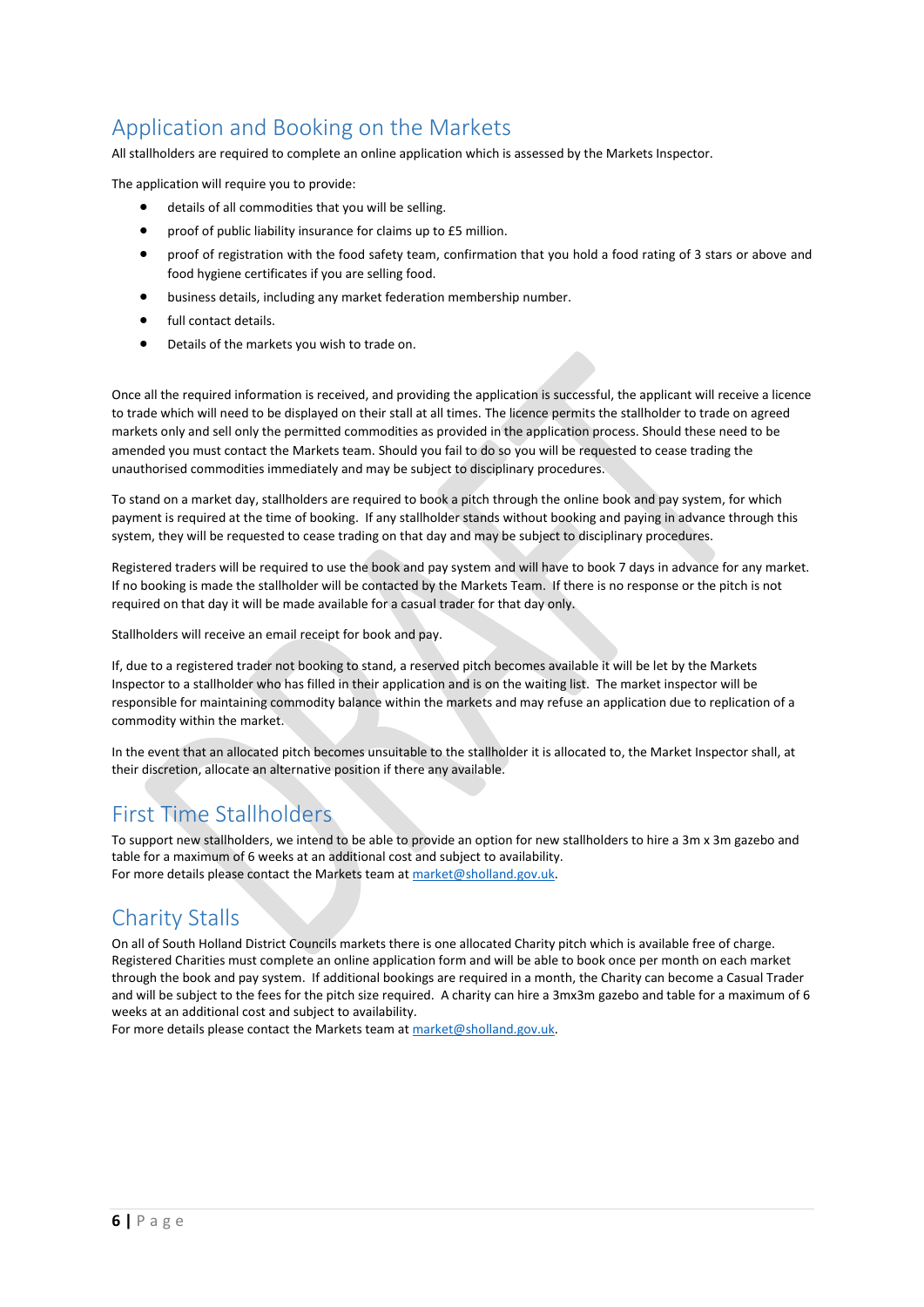## Application and Booking on the Markets

All stallholders are required to complete an online application which is assessed by the Markets Inspector.

The application will require you to provide:

- details of all commodities that you will be selling.
- proof of public liability insurance for claims up to £5 million.
- proof of registration with the food safety team, confirmation that you hold a food rating of 3 stars or above and food hygiene certificates if you are selling food.
- business details, including any market federation membership number.
- full contact details.
- Details of the markets you wish to trade on.

Once all the required information is received, and providing the application is successful, the applicant will receive a licence to trade which will need to be displayed on their stall at all times. The licence permits the stallholder to trade on agreed markets only and sell only the permitted commodities as provided in the application process. Should these need to be amended you must contact the Markets team. Should you fail to do so you will be requested to cease trading the unauthorised commodities immediately and may be subject to disciplinary procedures.

To stand on a market day, stallholders are required to book a pitch through the online book and pay system, for which payment is required at the time of booking. If any stallholder stands without booking and paying in advance through this system, they will be requested to cease trading on that day and may be subject to disciplinary procedures.

Registered traders will be required to use the book and pay system and will have to book 7 days in advance for any market. If no booking is made the stallholder will be contacted by the Markets Team. If there is no response or the pitch is not required on that day it will be made available for a casual trader for that day only.

Stallholders will receive an email receipt for book and pay.

If, due to a registered trader not booking to stand, a reserved pitch becomes available it will be let by the Markets Inspector to a stallholder who has filled in their application and is on the waiting list. The market inspector will be responsible for maintaining commodity balance within the markets and may refuse an application due to replication of a commodity within the market.

In the event that an allocated pitch becomes unsuitable to the stallholder it is allocated to, the Market Inspector shall, at their discretion, allocate an alternative position if there any available.

## First Time Stallholders

To support new stallholders, we intend to be able to provide an option for new stallholders to hire a 3m x 3m gazebo and table for a maximum of 6 weeks at an additional cost and subject to availability.
For more details please contact the Markets team at market@sholland.gov.uk.

## Charity Stalls

On all of South Holland District Councils markets there is one allocated Charity pitch which is available free of charge. Registered Charities must complete an online application form and will be able to book once per month on each market through the book and pay system. If additional bookings are required in a month, the Charity can become a Casual Trader and will be subject to the fees for the pitch size required. A charity can hire a 3mx3m gazebo and table for a maximum of 6 weeks at an additional cost and subject to availability.
For more details please contact the Markets team at market@sholland.gov.uk.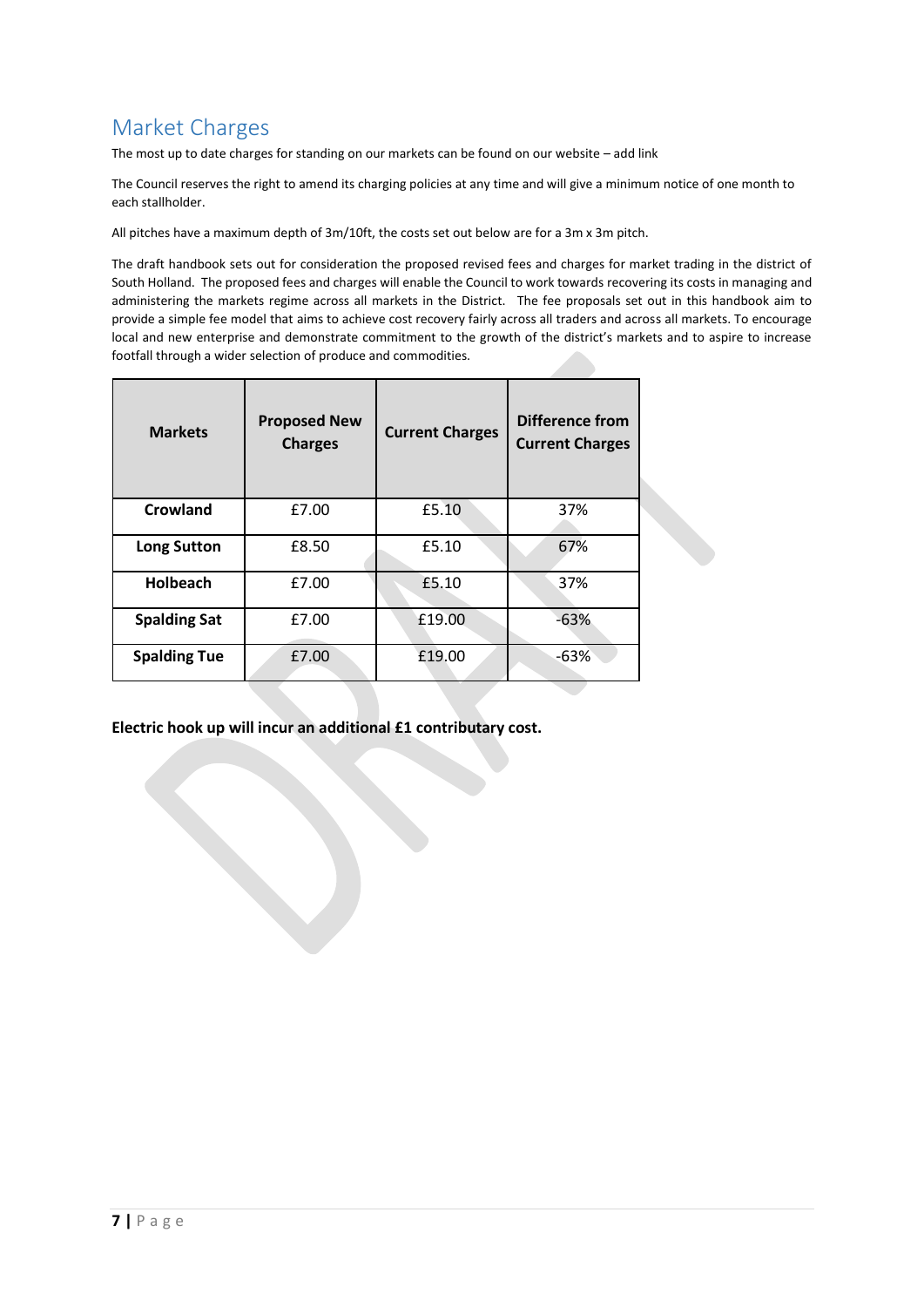## Market Charges

The most up to date charges for standing on our markets can be found on our website – add link

The Council reserves the right to amend its charging policies at any time and will give a minimum notice of one month to each stallholder.

All pitches have a maximum depth of 3m/10ft, the costs set out below are for a 3m x 3m pitch.

The draft handbook sets out for consideration the proposed revised fees and charges for market trading in the district of South Holland. The proposed fees and charges will enable the Council to work towards recovering its costs in managing and administering the markets regime across all markets in the District. The fee proposals set out in this handbook aim to provide a simple fee model that aims to achieve cost recovery fairly across all traders and across all markets. To encourage local and new enterprise and demonstrate commitment to the growth of the district's markets and to aspire to increase footfall through a wider selection of produce and commodities.

| Markets | Proposed New Charges | Current Charges | Difference from Current Charges |
|---|---|---|---|
| **Crowland** | £7.00 | £5.10 | 37% |
| **Long Sutton** | £8.50 | £5.10 | 67% |
| **Holbeach** | £7.00 | £5.10 | 37% |
| **Spalding Sat** | £7.00 | £19.00 | -63% |
| **Spalding Tue** | £7.00 | £19.00 | -63% |

**Electric hook up will incur an additional £1 contributary cost.**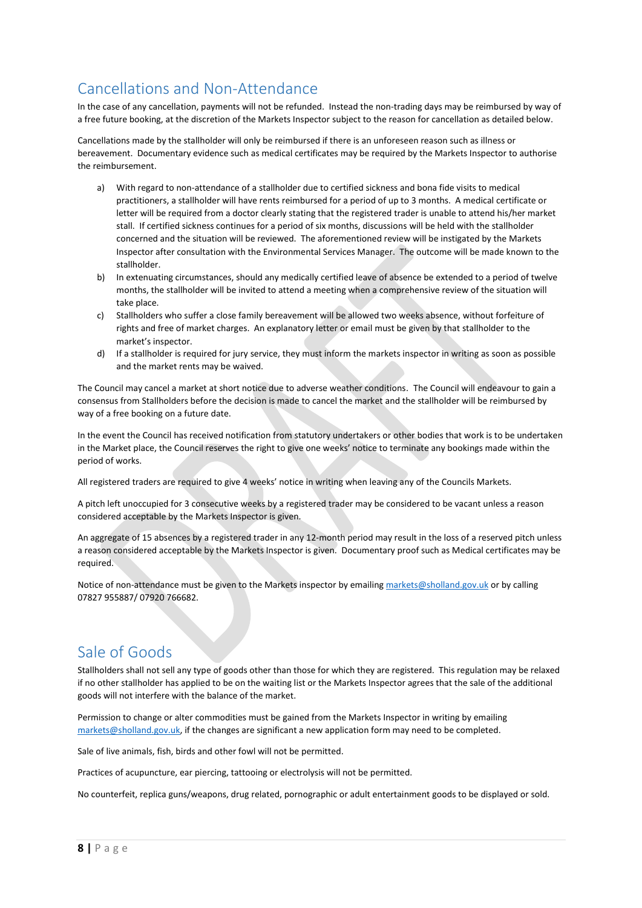## Cancellations and Non-Attendance

In the case of any cancellation, payments will not be refunded. Instead the non-trading days may be reimbursed by way of a free future booking, at the discretion of the Markets Inspector subject to the reason for cancellation as detailed below.

Cancellations made by the stallholder will only be reimbursed if there is an unforeseen reason such as illness or bereavement. Documentary evidence such as medical certificates may be required by the Markets Inspector to authorise the reimbursement.

a) With regard to non-attendance of a stallholder due to certified sickness and bona fide visits to medical practitioners, a stallholder will have rents reimbursed for a period of up to 3 months. A medical certificate or letter will be required from a doctor clearly stating that the registered trader is unable to attend his/her market stall. If certified sickness continues for a period of six months, discussions will be held with the stallholder concerned and the situation will be reviewed. The aforementioned review will be instigated by the Markets Inspector after consultation with the Environmental Services Manager. The outcome will be made known to the stallholder.

b) In extenuating circumstances, should any medically certified leave of absence be extended to a period of twelve months, the stallholder will be invited to attend a meeting when a comprehensive review of the situation will take place.

c) Stallholders who suffer a close family bereavement will be allowed two weeks absence, without forfeiture of rights and free of market charges. An explanatory letter or email must be given by that stallholder to the market's inspector.

d) If a stallholder is required for jury service, they must inform the markets inspector in writing as soon as possible and the market rents may be waived.

The Council may cancel a market at short notice due to adverse weather conditions. The Council will endeavour to gain a consensus from Stallholders before the decision is made to cancel the market and the stallholder will be reimbursed by way of a free booking on a future date.

In the event the Council has received notification from statutory undertakers or other bodies that work is to be undertaken in the Market place, the Council reserves the right to give one weeks' notice to terminate any bookings made within the period of works.

All registered traders are required to give 4 weeks' notice in writing when leaving any of the Councils Markets.

A pitch left unoccupied for 3 consecutive weeks by a registered trader may be considered to be vacant unless a reason considered acceptable by the Markets Inspector is given.

An aggregate of 15 absences by a registered trader in any 12-month period may result in the loss of a reserved pitch unless a reason considered acceptable by the Markets Inspector is given. Documentary proof such as Medical certificates may be required.

Notice of non-attendance must be given to the Markets inspector by emailing markets@sholland.gov.uk or by calling 07827 955887/ 07920 766682.

## Sale of Goods

Stallholders shall not sell any type of goods other than those for which they are registered. This regulation may be relaxed if no other stallholder has applied to be on the waiting list or the Markets Inspector agrees that the sale of the additional goods will not interfere with the balance of the market.

Permission to change or alter commodities must be gained from the Markets Inspector in writing by emailing markets@sholland.gov.uk, if the changes are significant a new application form may need to be completed.

Sale of live animals, fish, birds and other fowl will not be permitted.

Practices of acupuncture, ear piercing, tattooing or electrolysis will not be permitted.

No counterfeit, replica guns/weapons, drug related, pornographic or adult entertainment goods to be displayed or sold.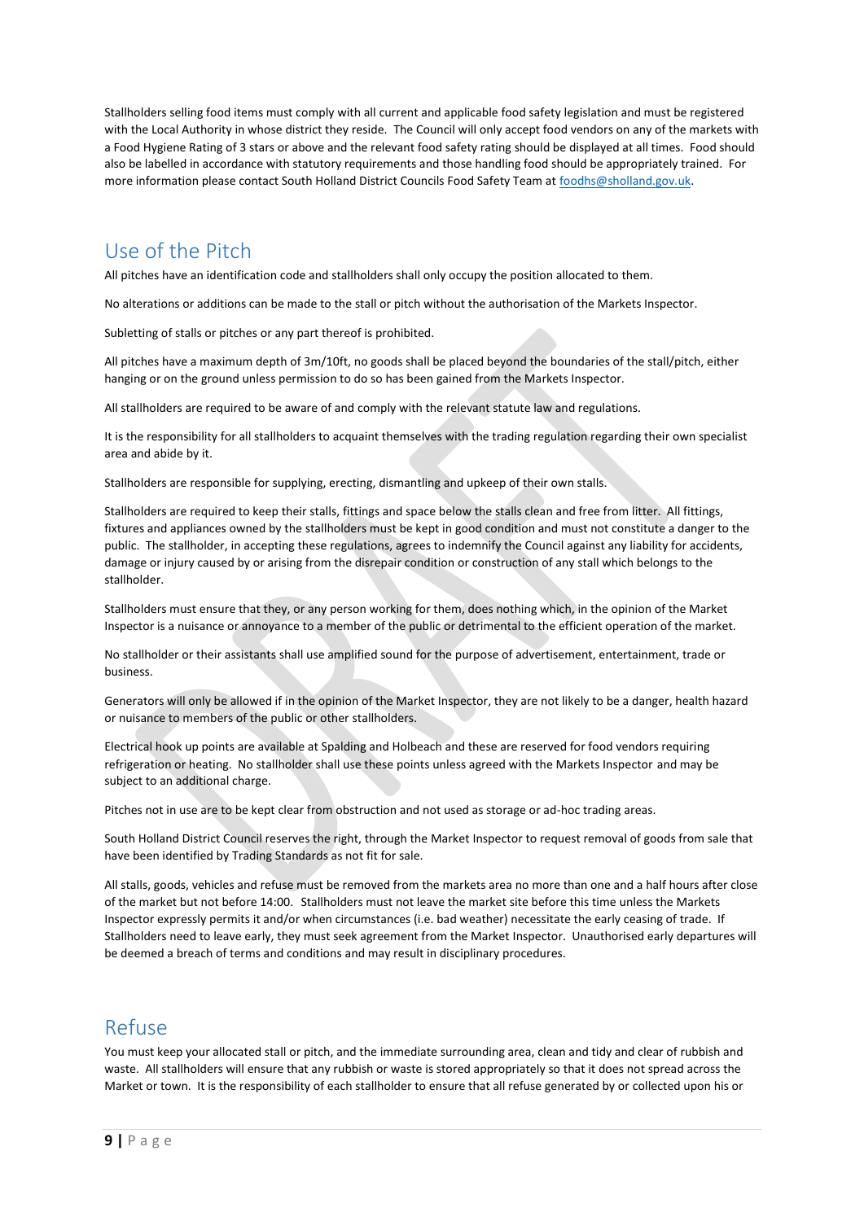Stallholders selling food items must comply with all current and applicable food safety legislation and must be registered with the Local Authority in whose district they reside. The Council will only accept food vendors on any of the markets with a Food Hygiene Rating of 3 stars or above and the relevant food safety rating should be displayed at all times. Food should also be labelled in accordance with statutory requirements and those handling food should be appropriately trained. For more information please contact South Holland District Councils Food Safety Team at foodhs@sholland.gov.uk.

## Use of the Pitch

All pitches have an identification code and stallholders shall only occupy the position allocated to them.

No alterations or additions can be made to the stall or pitch without the authorisation of the Markets Inspector.

Subletting of stalls or pitches or any part thereof is prohibited.

All pitches have a maximum depth of 3m/10ft, no goods shall be placed beyond the boundaries of the stall/pitch, either hanging or on the ground unless permission to do so has been gained from the Markets Inspector.

All stallholders are required to be aware of and comply with the relevant statute law and regulations.

It is the responsibility for all stallholders to acquaint themselves with the trading regulation regarding their own specialist area and abide by it.

Stallholders are responsible for supplying, erecting, dismantling and upkeep of their own stalls.

Stallholders are required to keep their stalls, fittings and space below the stalls clean and free from litter. All fittings, fixtures and appliances owned by the stallholders must be kept in good condition and must not constitute a danger to the public. The stallholder, in accepting these regulations, agrees to indemnify the Council against any liability for accidents, damage or injury caused by or arising from the disrepair condition or construction of any stall which belongs to the stallholder.

Stallholders must ensure that they, or any person working for them, does nothing which, in the opinion of the Market Inspector is a nuisance or annoyance to a member of the public or detrimental to the efficient operation of the market.

No stallholder or their assistants shall use amplified sound for the purpose of advertisement, entertainment, trade or business.

Generators will only be allowed if in the opinion of the Market Inspector, they are not likely to be a danger, health hazard or nuisance to members of the public or other stallholders.

Electrical hook up points are available at Spalding and Holbeach and these are reserved for food vendors requiring refrigeration or heating. No stallholder shall use these points unless agreed with the Markets Inspector and may be subject to an additional charge.

Pitches not in use are to be kept clear from obstruction and not used as storage or ad-hoc trading areas.

South Holland District Council reserves the right, through the Market Inspector to request removal of goods from sale that have been identified by Trading Standards as not fit for sale.

All stalls, goods, vehicles and refuse must be removed from the markets area no more than one and a half hours after close of the market but not before 14:00. Stallholders must not leave the market site before this time unless the Markets Inspector expressly permits it and/or when circumstances (i.e. bad weather) necessitate the early ceasing of trade. If Stallholders need to leave early, they must seek agreement from the Market Inspector. Unauthorised early departures will be deemed a breach of terms and conditions and may result in disciplinary procedures.

## Refuse

You must keep your allocated stall or pitch, and the immediate surrounding area, clean and tidy and clear of rubbish and waste. All stallholders will ensure that any rubbish or waste is stored appropriately so that it does not spread across the Market or town. It is the responsibility of each stallholder to ensure that all refuse generated by or collected upon his or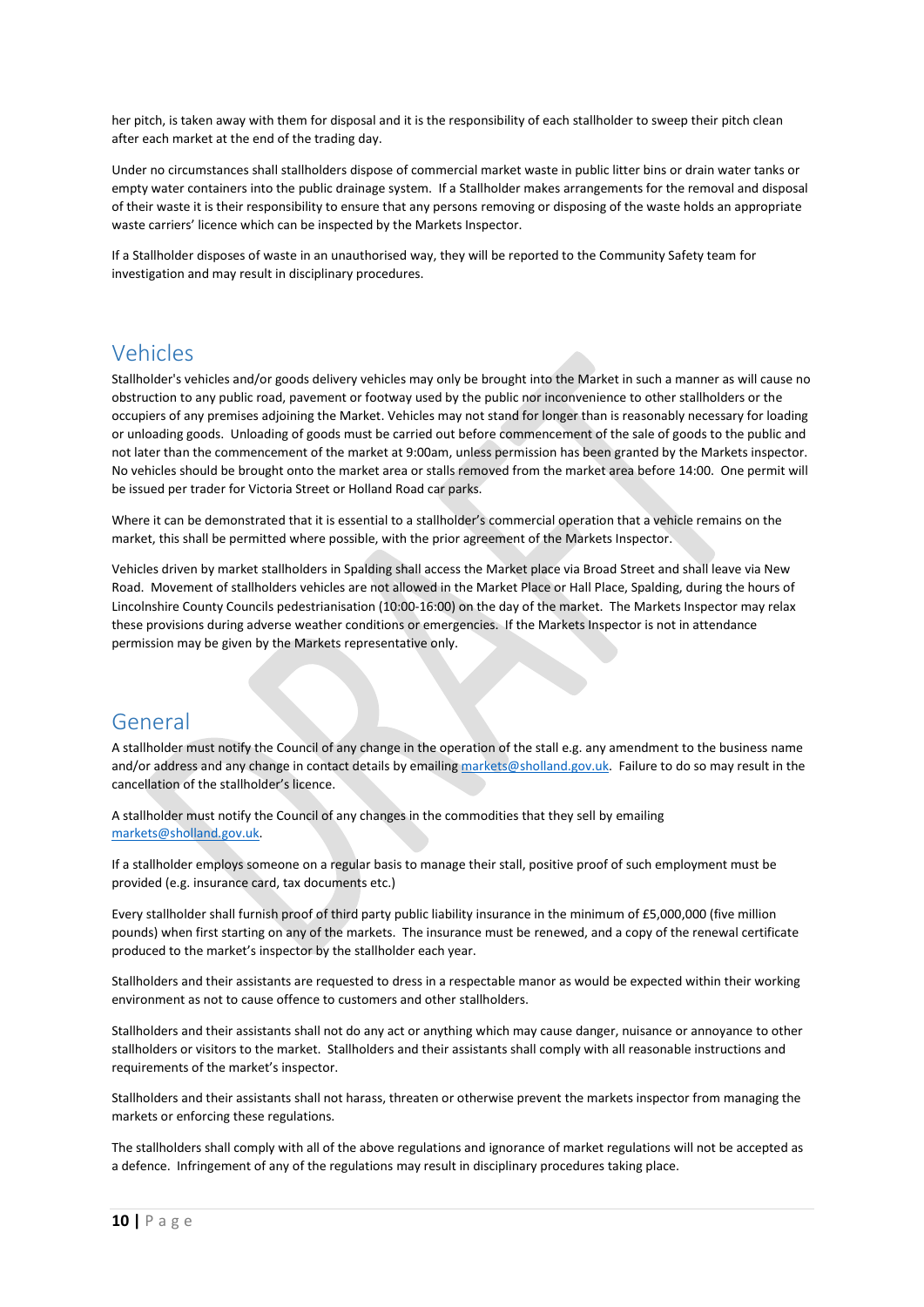her pitch, is taken away with them for disposal and it is the responsibility of each stallholder to sweep their pitch clean after each market at the end of the trading day.

Under no circumstances shall stallholders dispose of commercial market waste in public litter bins or drain water tanks or empty water containers into the public drainage system. If a Stallholder makes arrangements for the removal and disposal of their waste it is their responsibility to ensure that any persons removing or disposing of the waste holds an appropriate waste carriers' licence which can be inspected by the Markets Inspector.

If a Stallholder disposes of waste in an unauthorised way, they will be reported to the Community Safety team for investigation and may result in disciplinary procedures.

## Vehicles

Stallholder's vehicles and/or goods delivery vehicles may only be brought into the Market in such a manner as will cause no obstruction to any public road, pavement or footway used by the public nor inconvenience to other stallholders or the occupiers of any premises adjoining the Market. Vehicles may not stand for longer than is reasonably necessary for loading or unloading goods. Unloading of goods must be carried out before commencement of the sale of goods to the public and not later than the commencement of the market at 9:00am, unless permission has been granted by the Markets inspector. No vehicles should be brought onto the market area or stalls removed from the market area before 14:00. One permit will be issued per trader for Victoria Street or Holland Road car parks.

Where it can be demonstrated that it is essential to a stallholder's commercial operation that a vehicle remains on the market, this shall be permitted where possible, with the prior agreement of the Markets Inspector.

Vehicles driven by market stallholders in Spalding shall access the Market place via Broad Street and shall leave via New Road. Movement of stallholders vehicles are not allowed in the Market Place or Hall Place, Spalding, during the hours of Lincolnshire County Councils pedestrianisation (10:00-16:00) on the day of the market. The Markets Inspector may relax these provisions during adverse weather conditions or emergencies. If the Markets Inspector is not in attendance permission may be given by the Markets representative only.

## General

A stallholder must notify the Council of any change in the operation of the stall e.g. any amendment to the business name and/or address and any change in contact details by emailing markets@sholland.gov.uk. Failure to do so may result in the cancellation of the stallholder's licence.

A stallholder must notify the Council of any changes in the commodities that they sell by emailing markets@sholland.gov.uk.

If a stallholder employs someone on a regular basis to manage their stall, positive proof of such employment must be provided (e.g. insurance card, tax documents etc.)

Every stallholder shall furnish proof of third party public liability insurance in the minimum of £5,000,000 (five million pounds) when first starting on any of the markets. The insurance must be renewed, and a copy of the renewal certificate produced to the market's inspector by the stallholder each year.

Stallholders and their assistants are requested to dress in a respectable manor as would be expected within their working environment as not to cause offence to customers and other stallholders.

Stallholders and their assistants shall not do any act or anything which may cause danger, nuisance or annoyance to other stallholders or visitors to the market. Stallholders and their assistants shall comply with all reasonable instructions and requirements of the market's inspector.

Stallholders and their assistants shall not harass, threaten or otherwise prevent the markets inspector from managing the markets or enforcing these regulations.

The stallholders shall comply with all of the above regulations and ignorance of market regulations will not be accepted as a defence. Infringement of any of the regulations may result in disciplinary procedures taking place.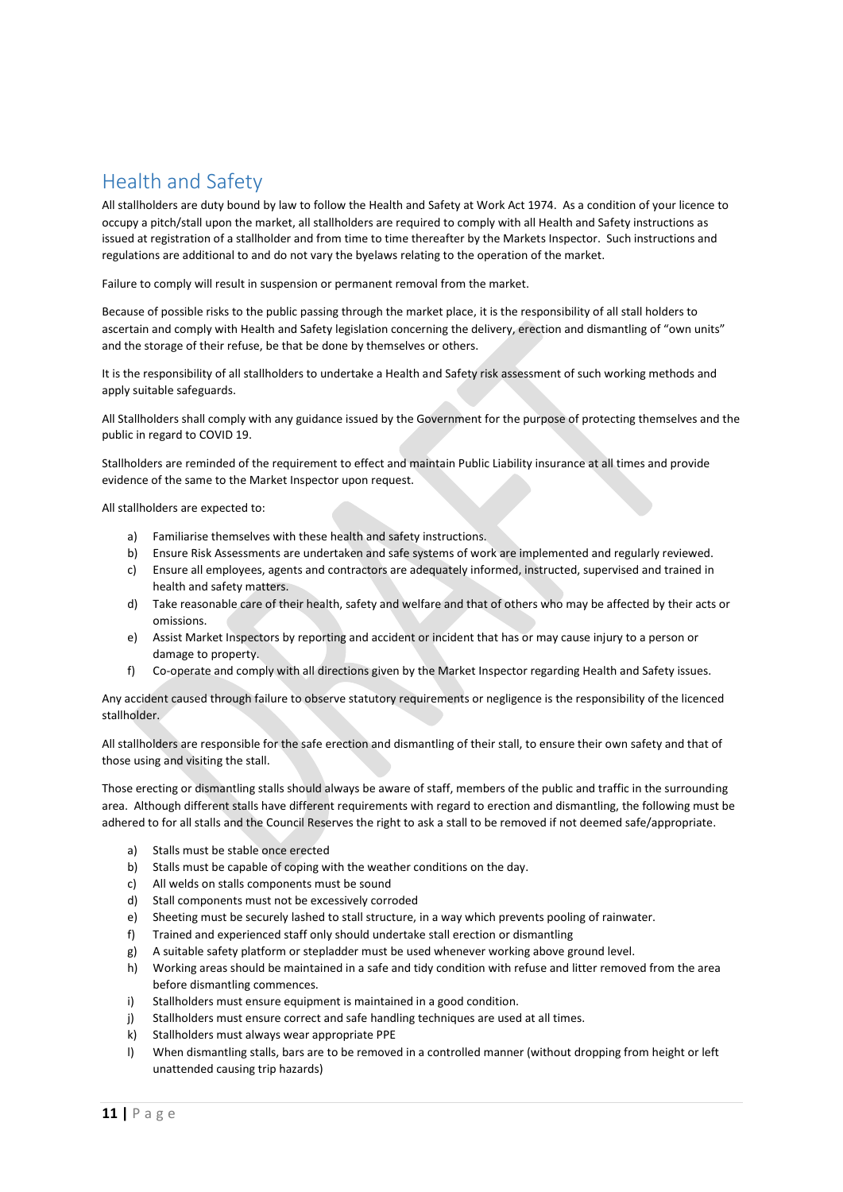# Health and Safety

All stallholders are duty bound by law to follow the Health and Safety at Work Act 1974. As a condition of your licence to occupy a pitch/stall upon the market, all stallholders are required to comply with all Health and Safety instructions as issued at registration of a stallholder and from time to time thereafter by the Markets Inspector. Such instructions and regulations are additional to and do not vary the byelaws relating to the operation of the market.

Failure to comply will result in suspension or permanent removal from the market.

Because of possible risks to the public passing through the market place, it is the responsibility of all stall holders to ascertain and comply with Health and Safety legislation concerning the delivery, erection and dismantling of "own units" and the storage of their refuse, be that be done by themselves or others.

It is the responsibility of all stallholders to undertake a Health and Safety risk assessment of such working methods and apply suitable safeguards.

All Stallholders shall comply with any guidance issued by the Government for the purpose of protecting themselves and the public in regard to COVID 19.

Stallholders are reminded of the requirement to effect and maintain Public Liability insurance at all times and provide evidence of the same to the Market Inspector upon request.

All stallholders are expected to:

a) Familiarise themselves with these health and safety instructions.
b) Ensure Risk Assessments are undertaken and safe systems of work are implemented and regularly reviewed.
c) Ensure all employees, agents and contractors are adequately informed, instructed, supervised and trained in health and safety matters.
d) Take reasonable care of their health, safety and welfare and that of others who may be affected by their acts or omissions.
e) Assist Market Inspectors by reporting and accident or incident that has or may cause injury to a person or damage to property.
f) Co-operate and comply with all directions given by the Market Inspector regarding Health and Safety issues.

Any accident caused through failure to observe statutory requirements or negligence is the responsibility of the licenced stallholder.

All stallholders are responsible for the safe erection and dismantling of their stall, to ensure their own safety and that of those using and visiting the stall.

Those erecting or dismantling stalls should always be aware of staff, members of the public and traffic in the surrounding area. Although different stalls have different requirements with regard to erection and dismantling, the following must be adhered to for all stalls and the Council Reserves the right to ask a stall to be removed if not deemed safe/appropriate.

a) Stalls must be stable once erected
b) Stalls must be capable of coping with the weather conditions on the day.
c) All welds on stalls components must be sound
d) Stall components must not be excessively corroded
e) Sheeting must be securely lashed to stall structure, in a way which prevents pooling of rainwater.
f) Trained and experienced staff only should undertake stall erection or dismantling
g) A suitable safety platform or stepladder must be used whenever working above ground level.
h) Working areas should be maintained in a safe and tidy condition with refuse and litter removed from the area before dismantling commences.
i) Stallholders must ensure equipment is maintained in a good condition.
j) Stallholders must ensure correct and safe handling techniques are used at all times.
k) Stallholders must always wear appropriate PPE
l) When dismantling stalls, bars are to be removed in a controlled manner (without dropping from height or left unattended causing trip hazards)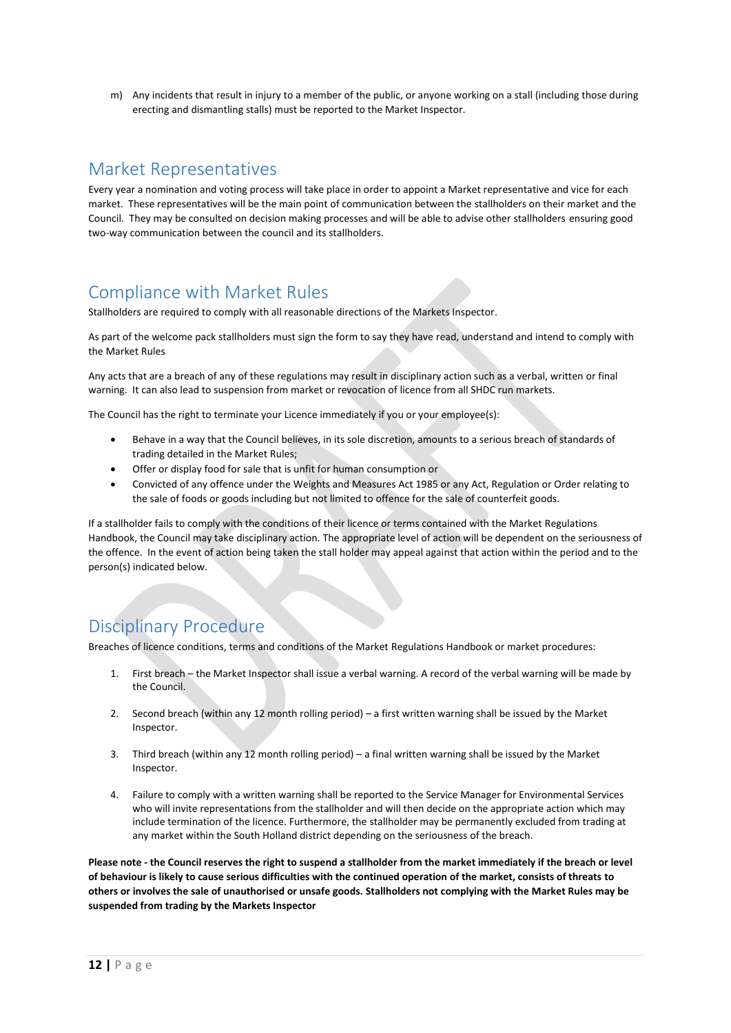m) Any incidents that result in injury to a member of the public, or anyone working on a stall (including those during erecting and dismantling stalls) must be reported to the Market Inspector.

## Market Representatives

Every year a nomination and voting process will take place in order to appoint a Market representative and vice for each market. These representatives will be the main point of communication between the stallholders on their market and the Council. They may be consulted on decision making processes and will be able to advise other stallholders ensuring good two-way communication between the council and its stallholders.

## Compliance with Market Rules

Stallholders are required to comply with all reasonable directions of the Markets Inspector.

As part of the welcome pack stallholders must sign the form to say they have read, understand and intend to comply with the Market Rules

Any acts that are a breach of any of these regulations may result in disciplinary action such as a verbal, written or final warning. It can also lead to suspension from market or revocation of licence from all SHDC run markets.

The Council has the right to terminate your Licence immediately if you or your employee(s):

- Behave in a way that the Council believes, in its sole discretion, amounts to a serious breach of standards of trading detailed in the Market Rules;
- Offer or display food for sale that is unfit for human consumption or
- Convicted of any offence under the Weights and Measures Act 1985 or any Act, Regulation or Order relating to the sale of foods or goods including but not limited to offence for the sale of counterfeit goods.

If a stallholder fails to comply with the conditions of their licence or terms contained with the Market Regulations Handbook, the Council may take disciplinary action. The appropriate level of action will be dependent on the seriousness of the offence. In the event of action being taken the stall holder may appeal against that action within the period and to the person(s) indicated below.

## Disciplinary Procedure

Breaches of licence conditions, terms and conditions of the Market Regulations Handbook or market procedures:

1. First breach – the Market Inspector shall issue a verbal warning. A record of the verbal warning will be made by the Council.
2. Second breach (within any 12 month rolling period) – a first written warning shall be issued by the Market Inspector.
3. Third breach (within any 12 month rolling period) – a final written warning shall be issued by the Market Inspector.
4. Failure to comply with a written warning shall be reported to the Service Manager for Environmental Services who will invite representations from the stallholder and will then decide on the appropriate action which may include termination of the licence. Furthermore, the stallholder may be permanently excluded from trading at any market within the South Holland district depending on the seriousness of the breach.

**Please note - the Council reserves the right to suspend a stallholder from the market immediately if the breach or level of behaviour is likely to cause serious difficulties with the continued operation of the market, consists of threats to others or involves the sale of unauthorised or unsafe goods. Stallholders not complying with the Market Rules may be suspended from trading by the Markets Inspector**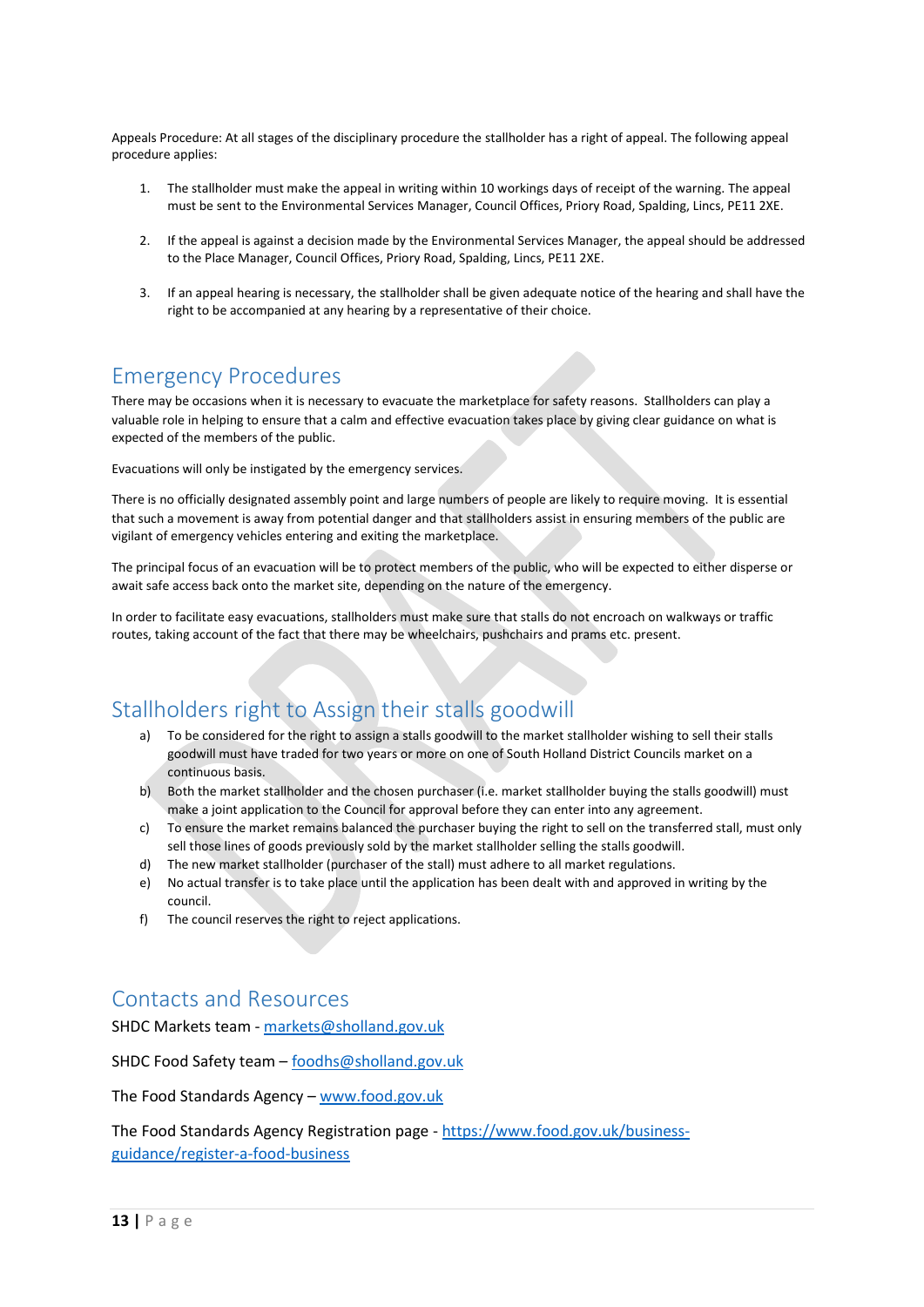Appeals Procedure: At all stages of the disciplinary procedure the stallholder has a right of appeal. The following appeal procedure applies:

1. The stallholder must make the appeal in writing within 10 workings days of receipt of the warning. The appeal must be sent to the Environmental Services Manager, Council Offices, Priory Road, Spalding, Lincs, PE11 2XE.

2. If the appeal is against a decision made by the Environmental Services Manager, the appeal should be addressed to the Place Manager, Council Offices, Priory Road, Spalding, Lincs, PE11 2XE.

3. If an appeal hearing is necessary, the stallholder shall be given adequate notice of the hearing and shall have the right to be accompanied at any hearing by a representative of their choice.

## Emergency Procedures

There may be occasions when it is necessary to evacuate the marketplace for safety reasons. Stallholders can play a valuable role in helping to ensure that a calm and effective evacuation takes place by giving clear guidance on what is expected of the members of the public.

Evacuations will only be instigated by the emergency services.

There is no officially designated assembly point and large numbers of people are likely to require moving. It is essential that such a movement is away from potential danger and that stallholders assist in ensuring members of the public are vigilant of emergency vehicles entering and exiting the marketplace.

The principal focus of an evacuation will be to protect members of the public, who will be expected to either disperse or await safe access back onto the market site, depending on the nature of the emergency.

In order to facilitate easy evacuations, stallholders must make sure that stalls do not encroach on walkways or traffic routes, taking account of the fact that there may be wheelchairs, pushchairs and prams etc. present.

## Stallholders right to Assign their stalls goodwill

a) To be considered for the right to assign a stalls goodwill to the market stallholder wishing to sell their stalls goodwill must have traded for two years or more on one of South Holland District Councils market on a continuous basis.
b) Both the market stallholder and the chosen purchaser (i.e. market stallholder buying the stalls goodwill) must make a joint application to the Council for approval before they can enter into any agreement.
c) To ensure the market remains balanced the purchaser buying the right to sell on the transferred stall, must only sell those lines of goods previously sold by the market stallholder selling the stalls goodwill.
d) The new market stallholder (purchaser of the stall) must adhere to all market regulations.
e) No actual transfer is to take place until the application has been dealt with and approved in writing by the council.
f) The council reserves the right to reject applications.

## Contacts and Resources

SHDC Markets team - markets@sholland.gov.uk

SHDC Food Safety team – foodhs@sholland.gov.uk

The Food Standards Agency – www.food.gov.uk

The Food Standards Agency Registration page - https://www.food.gov.uk/business-guidance/register-a-food-business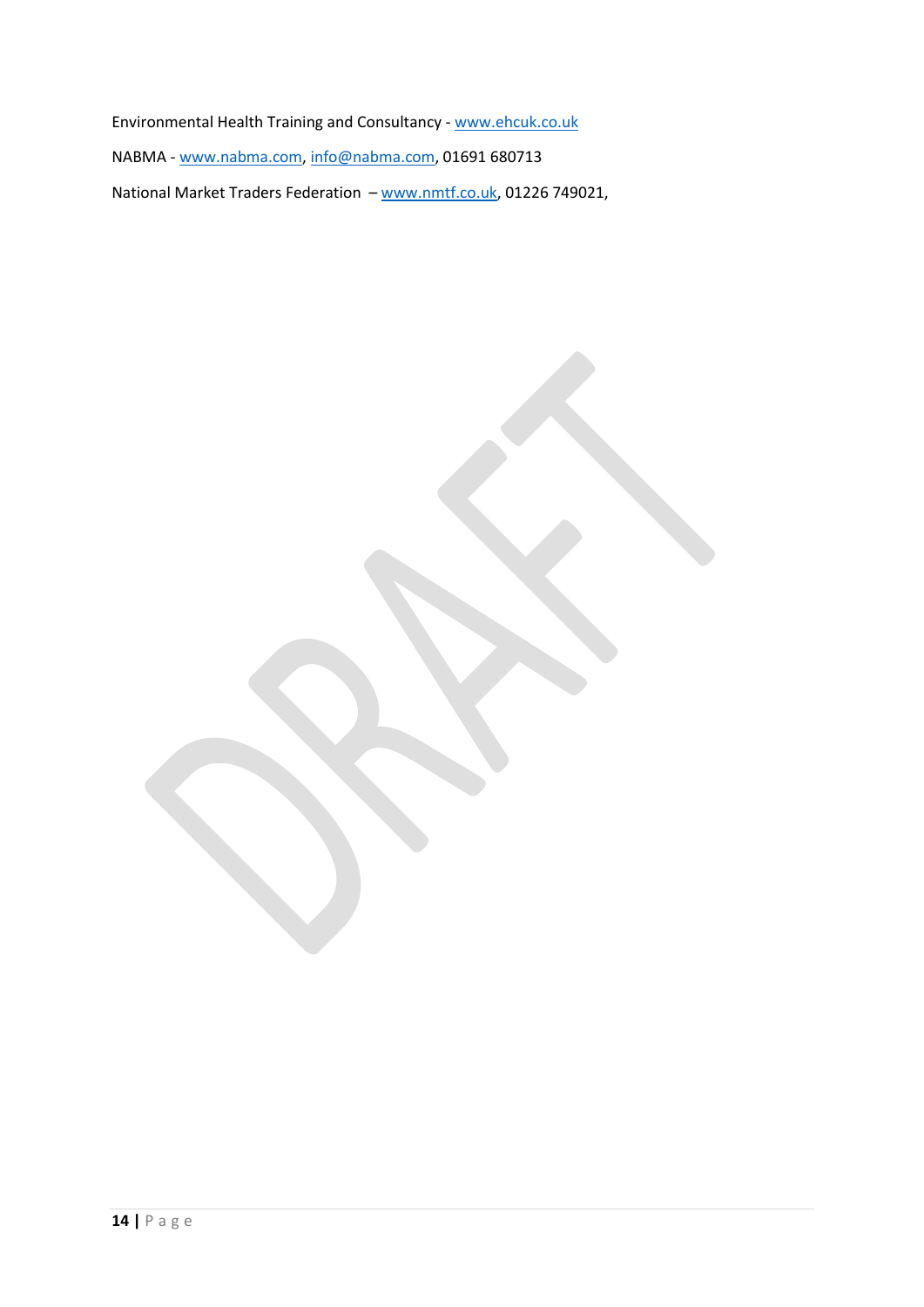Environmental Health Training and Consultancy - www.ehcuk.co.uk

NABMA - www.nabma.com, info@nabma.com, 01691 680713

National Market Traders Federation – www.nmtf.co.uk, 01226 749021,